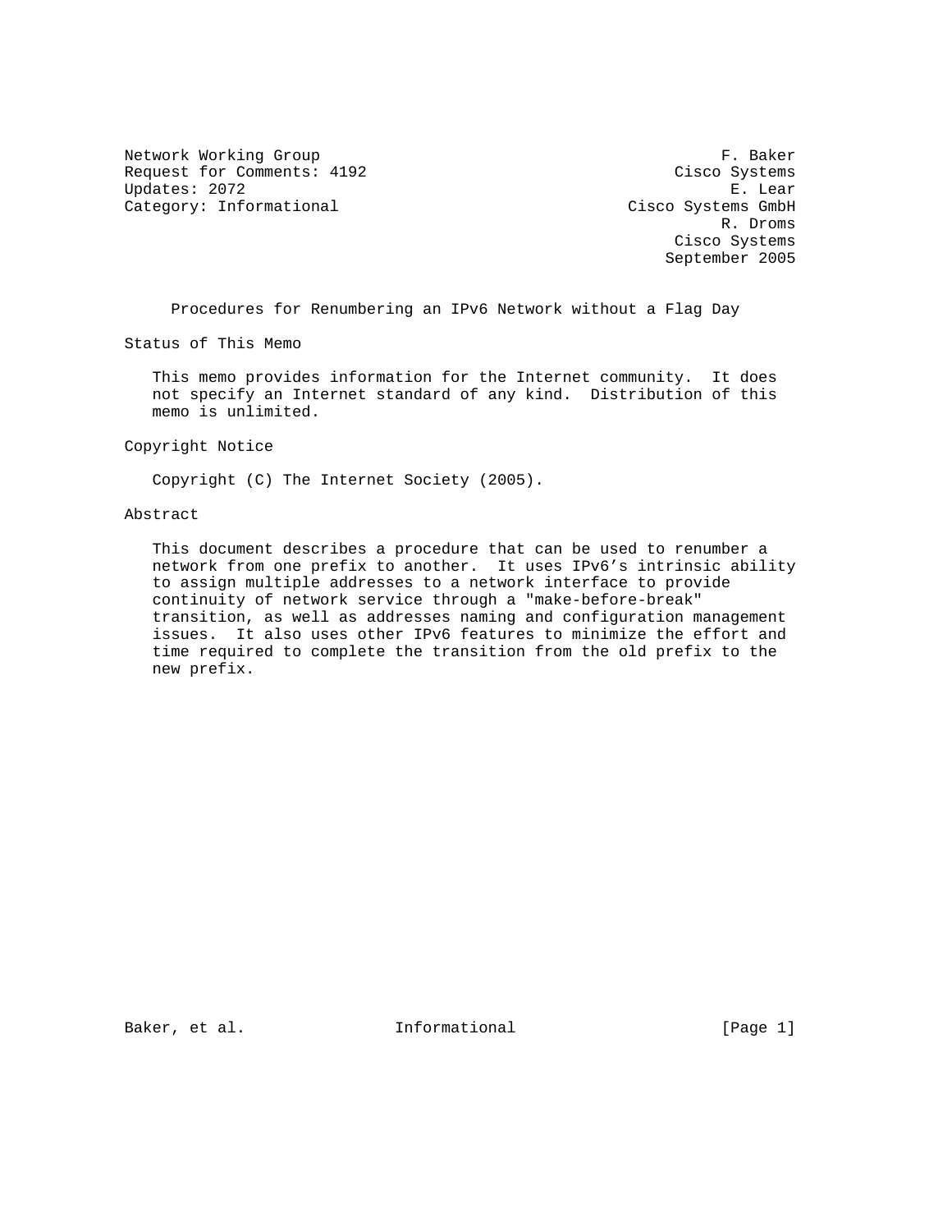Network Working Group F. Baker
Request for Comments: 4192 Cisco Systems
Updates: 2072 E. Lear
Category: Informational Cisco Systems GmbH
R. Droms
Cisco Systems
September 2005

# Procedures for Renumbering an IPv6 Network without a Flag Day

## Status of This Memo

This memo provides information for the Internet community. It does not specify an Internet standard of any kind. Distribution of this memo is unlimited.

## Copyright Notice

Copyright (C) The Internet Society (2005).

## Abstract

This document describes a procedure that can be used to renumber a network from one prefix to another. It uses IPv6's intrinsic ability to assign multiple addresses to a network interface to provide continuity of network service through a "make-before-break" transition, as well as addresses naming and configuration management issues. It also uses other IPv6 features to minimize the effort and time required to complete the transition from the old prefix to the new prefix.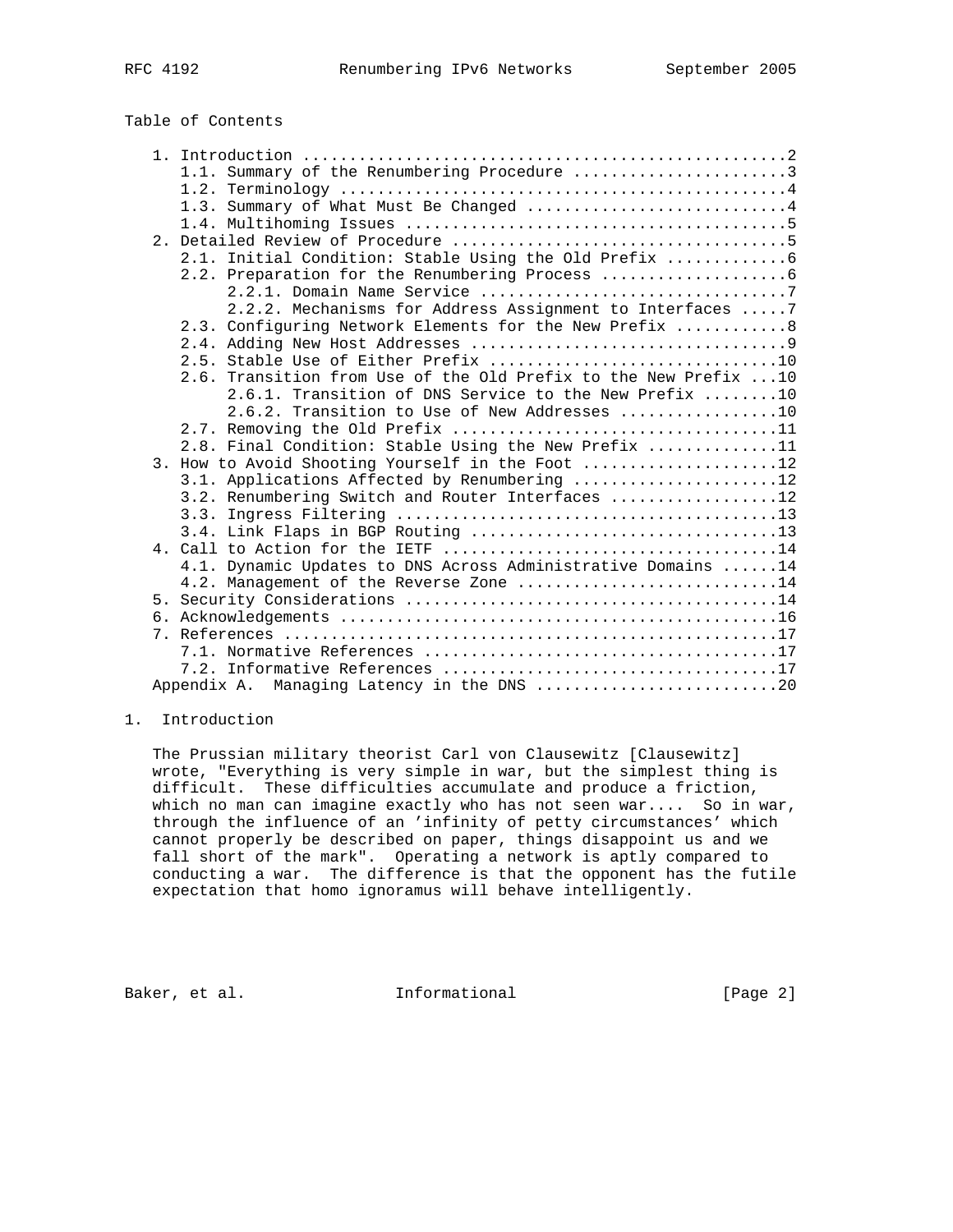## Table of Contents

- 1. Introduction ....................................................2
  - 1.1. Summary of the Renumbering Procedure .......................3
  - 1.2. Terminology ................................................4
  - 1.3. Summary of What Must Be Changed ............................4
  - 1.4. Multihoming Issues .........................................5
- 2. Detailed Review of Procedure ...................................5
  - 2.1. Initial Condition: Stable Using the Old Prefix .............6
  - 2.2. Preparation for the Renumbering Process ....................6
    - 2.2.1. Domain Name Service ................................7
    - 2.2.2. Mechanisms for Address Assignment to Interfaces .....7
  - 2.3. Configuring Network Elements for the New Prefix ............8
  - 2.4. Adding New Host Addresses ..................................9
  - 2.5. Stable Use of Either Prefix ...............................10
  - 2.6. Transition from Use of the Old Prefix to the New Prefix ...10
    - 2.6.1. Transition of DNS Service to the New Prefix ........10
    - 2.6.2. Transition to Use of New Addresses .................10
  - 2.7. Removing the Old Prefix ...................................11
  - 2.8. Final Condition: Stable Using the New Prefix ..............11
- 3. How to Avoid Shooting Yourself in the Foot .....................12
  - 3.1. Applications Affected by Renumbering ......................12
  - 3.2. Renumbering Switch and Router Interfaces ..................12
  - 3.3. Ingress Filtering .........................................13
  - 3.4. Link Flaps in BGP Routing .................................13
- 4. Call to Action for the IETF ...................................14
  - 4.1. Dynamic Updates to DNS Across Administrative Domains ......14
  - 4.2. Management of the Reverse Zone ............................14
- 5. Security Considerations .......................................14
- 6. Acknowledgements ..............................................16
- 7. References ....................................................17
  - 7.1. Normative References ......................................17
  - 7.2. Informative References ....................................17
- Appendix A. Managing Latency in the DNS ..........................20

## 1. Introduction

The Prussian military theorist Carl von Clausewitz [Clausewitz] wrote, "Everything is very simple in war, but the simplest thing is difficult. These difficulties accumulate and produce a friction, which no man can imagine exactly who has not seen war.... So in war, through the influence of an 'infinity of petty circumstances' which cannot properly be described on paper, things disappoint us and we fall short of the mark". Operating a network is aptly compared to conducting a war. The difference is that the opponent has the futile expectation that homo ignoramus will behave intelligently.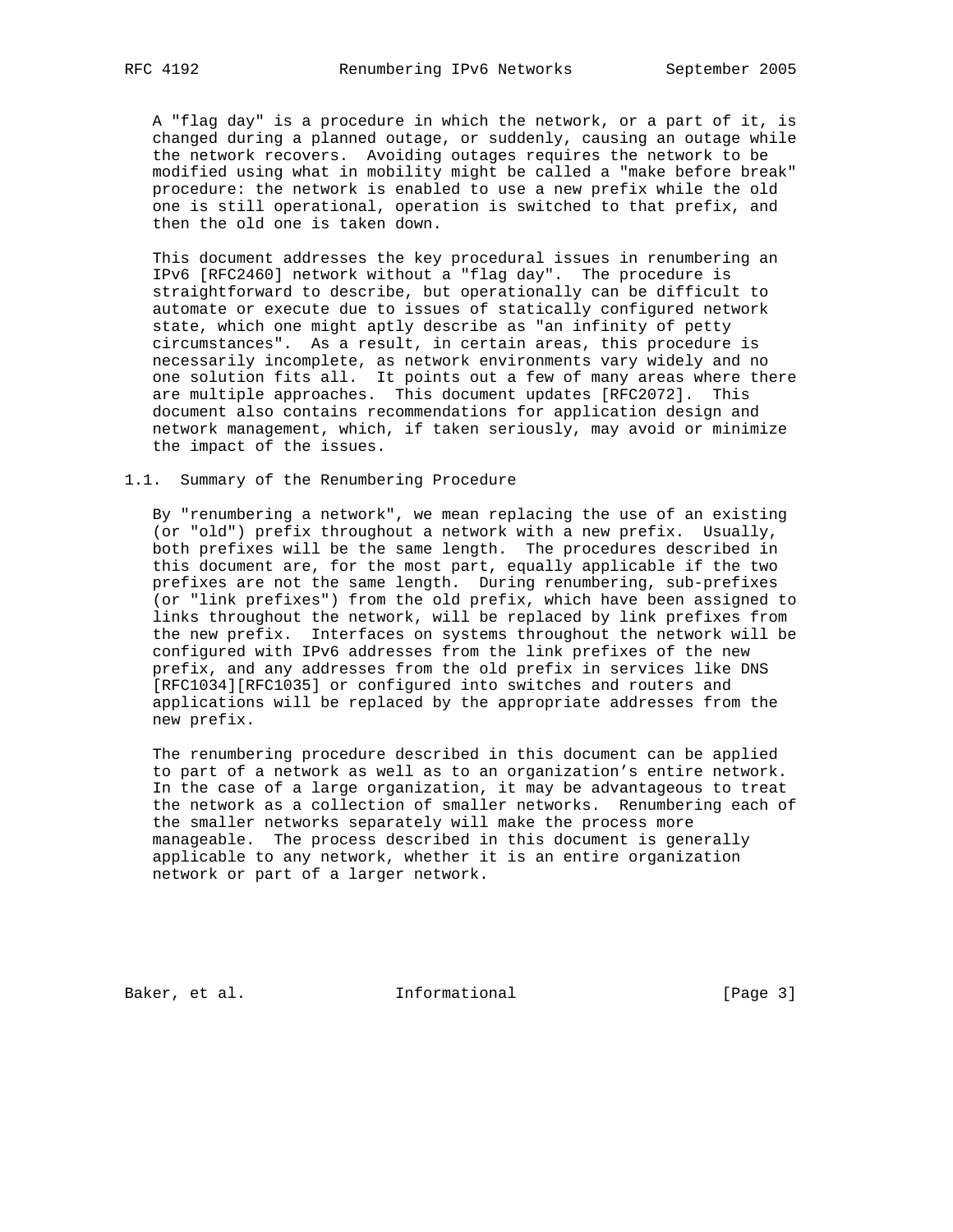A "flag day" is a procedure in which the network, or a part of it, is changed during a planned outage, or suddenly, causing an outage while the network recovers. Avoiding outages requires the network to be modified using what in mobility might be called a "make before break" procedure: the network is enabled to use a new prefix while the old one is still operational, operation is switched to that prefix, and then the old one is taken down.

This document addresses the key procedural issues in renumbering an IPv6 [RFC2460] network without a "flag day". The procedure is straightforward to describe, but operationally can be difficult to automate or execute due to issues of statically configured network state, which one might aptly describe as "an infinity of petty circumstances". As a result, in certain areas, this procedure is necessarily incomplete, as network environments vary widely and no one solution fits all. It points out a few of many areas where there are multiple approaches. This document updates [RFC2072]. This document also contains recommendations for application design and network management, which, if taken seriously, may avoid or minimize the impact of the issues.

## 1.1. Summary of the Renumbering Procedure

By "renumbering a network", we mean replacing the use of an existing (or "old") prefix throughout a network with a new prefix. Usually, both prefixes will be the same length. The procedures described in this document are, for the most part, equally applicable if the two prefixes are not the same length. During renumbering, sub-prefixes (or "link prefixes") from the old prefix, which have been assigned to links throughout the network, will be replaced by link prefixes from the new prefix. Interfaces on systems throughout the network will be configured with IPv6 addresses from the link prefixes of the new prefix, and any addresses from the old prefix in services like DNS [RFC1034][RFC1035] or configured into switches and routers and applications will be replaced by the appropriate addresses from the new prefix.

The renumbering procedure described in this document can be applied to part of a network as well as to an organization's entire network. In the case of a large organization, it may be advantageous to treat the network as a collection of smaller networks. Renumbering each of the smaller networks separately will make the process more manageable. The process described in this document is generally applicable to any network, whether it is an entire organization network or part of a larger network.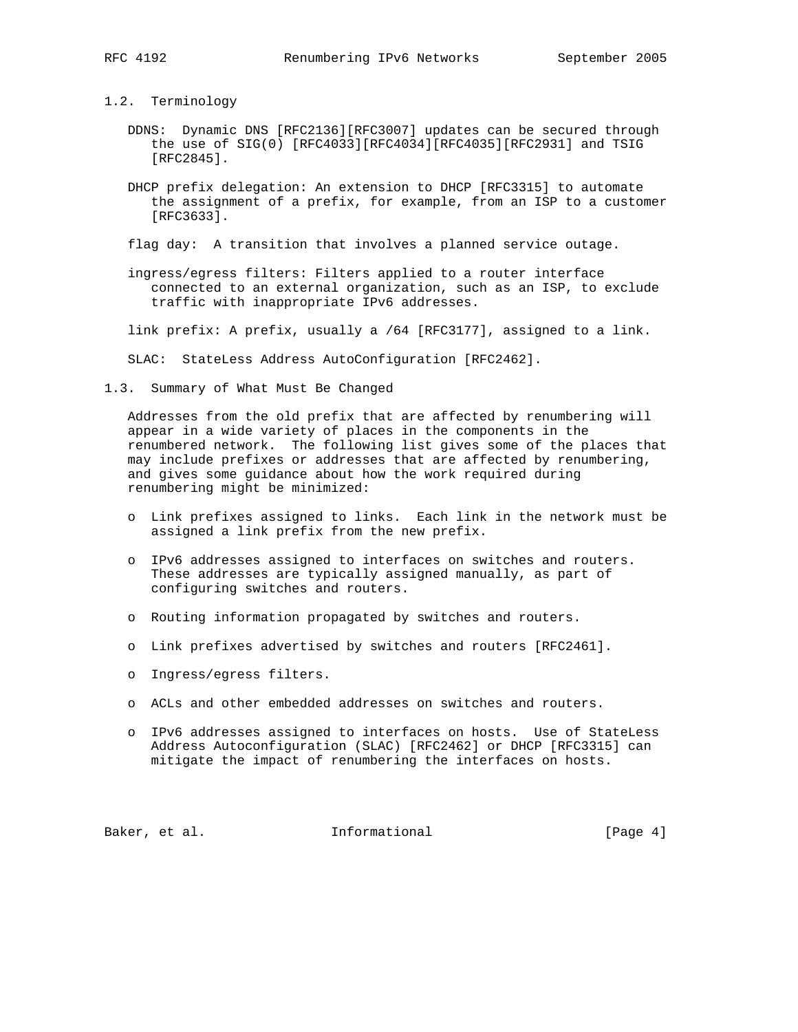## 1.2. Terminology

DDNS: Dynamic DNS [RFC2136][RFC3007] updates can be secured through the use of SIG(0) [RFC4033][RFC4034][RFC4035][RFC2931] and TSIG [RFC2845].

DHCP prefix delegation: An extension to DHCP [RFC3315] to automate the assignment of a prefix, for example, from an ISP to a customer [RFC3633].

flag day: A transition that involves a planned service outage.

ingress/egress filters: Filters applied to a router interface connected to an external organization, such as an ISP, to exclude traffic with inappropriate IPv6 addresses.

link prefix: A prefix, usually a /64 [RFC3177], assigned to a link.

SLAC: StateLess Address AutoConfiguration [RFC2462].

## 1.3. Summary of What Must Be Changed

Addresses from the old prefix that are affected by renumbering will appear in a wide variety of places in the components in the renumbered network. The following list gives some of the places that may include prefixes or addresses that are affected by renumbering, and gives some guidance about how the work required during renumbering might be minimized:

- Link prefixes assigned to links. Each link in the network must be assigned a link prefix from the new prefix.
- IPv6 addresses assigned to interfaces on switches and routers. These addresses are typically assigned manually, as part of configuring switches and routers.
- Routing information propagated by switches and routers.
- Link prefixes advertised by switches and routers [RFC2461].
- Ingress/egress filters.
- ACLs and other embedded addresses on switches and routers.
- IPv6 addresses assigned to interfaces on hosts. Use of StateLess Address Autoconfiguration (SLAC) [RFC2462] or DHCP [RFC3315] can mitigate the impact of renumbering the interfaces on hosts.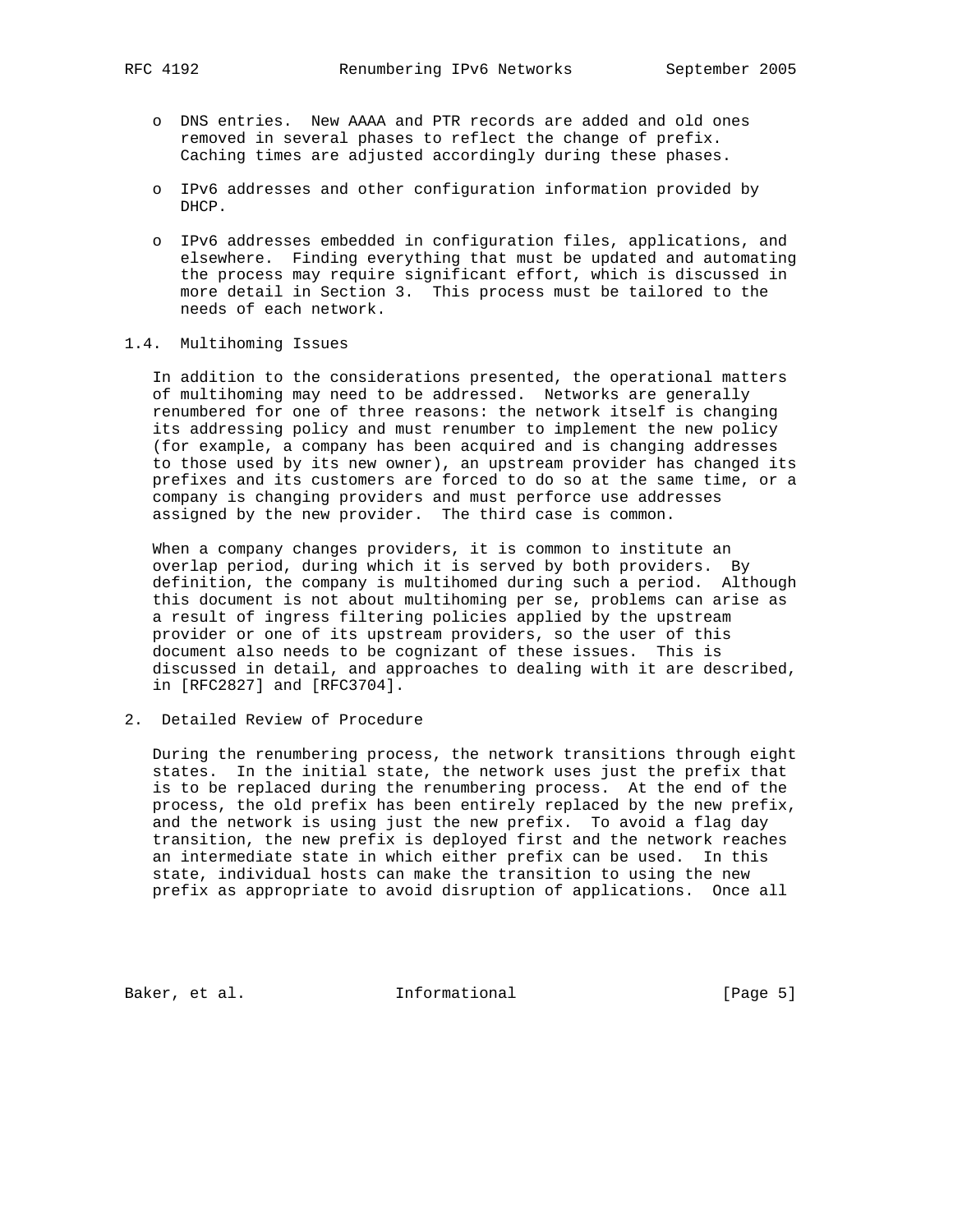- DNS entries. New AAAA and PTR records are added and old ones removed in several phases to reflect the change of prefix. Caching times are adjusted accordingly during these phases.

- IPv6 addresses and other configuration information provided by DHCP.

- IPv6 addresses embedded in configuration files, applications, and elsewhere. Finding everything that must be updated and automating the process may require significant effort, which is discussed in more detail in Section 3. This process must be tailored to the needs of each network.

### 1.4. Multihoming Issues

In addition to the considerations presented, the operational matters of multihoming may need to be addressed. Networks are generally renumbered for one of three reasons: the network itself is changing its addressing policy and must renumber to implement the new policy (for example, a company has been acquired and is changing addresses to those used by its new owner), an upstream provider has changed its prefixes and its customers are forced to do so at the same time, or a company is changing providers and must perforce use addresses assigned by the new provider. The third case is common.

When a company changes providers, it is common to institute an overlap period, during which it is served by both providers. By definition, the company is multihomed during such a period. Although this document is not about multihoming per se, problems can arise as a result of ingress filtering policies applied by the upstream provider or one of its upstream providers, so the user of this document also needs to be cognizant of these issues. This is discussed in detail, and approaches to dealing with it are described, in [RFC2827] and [RFC3704].

## 2. Detailed Review of Procedure

During the renumbering process, the network transitions through eight states. In the initial state, the network uses just the prefix that is to be replaced during the renumbering process. At the end of the process, the old prefix has been entirely replaced by the new prefix, and the network is using just the new prefix. To avoid a flag day transition, the new prefix is deployed first and the network reaches an intermediate state in which either prefix can be used. In this state, individual hosts can make the transition to using the new prefix as appropriate to avoid disruption of applications. Once all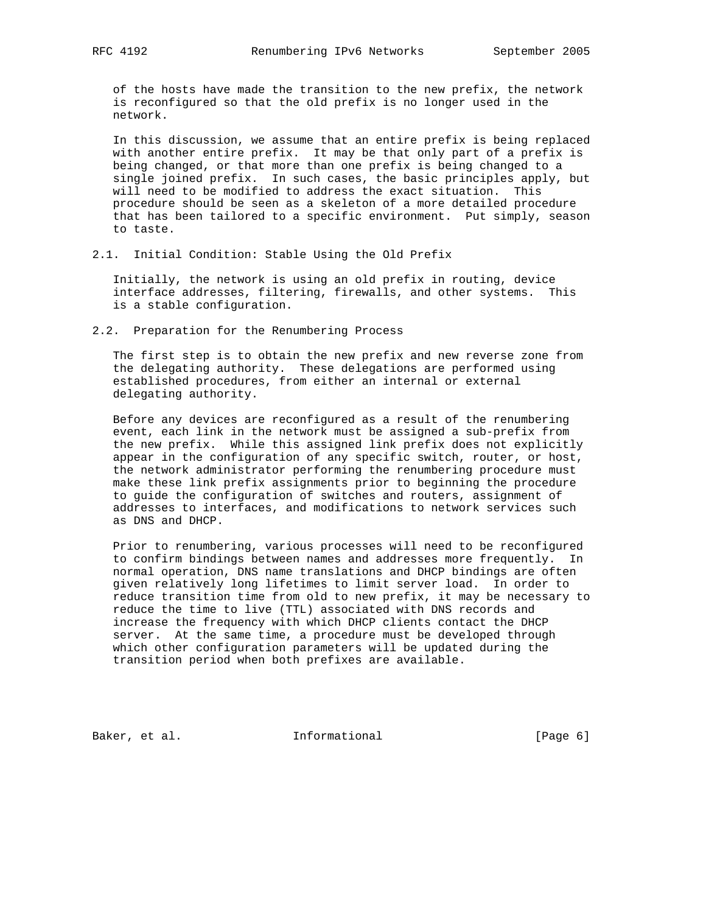of the hosts have made the transition to the new prefix, the network is reconfigured so that the old prefix is no longer used in the network.

In this discussion, we assume that an entire prefix is being replaced with another entire prefix. It may be that only part of a prefix is being changed, or that more than one prefix is being changed to a single joined prefix. In such cases, the basic principles apply, but will need to be modified to address the exact situation. This procedure should be seen as a skeleton of a more detailed procedure that has been tailored to a specific environment. Put simply, season to taste.

## 2.1. Initial Condition: Stable Using the Old Prefix

Initially, the network is using an old prefix in routing, device interface addresses, filtering, firewalls, and other systems. This is a stable configuration.

## 2.2. Preparation for the Renumbering Process

The first step is to obtain the new prefix and new reverse zone from the delegating authority. These delegations are performed using established procedures, from either an internal or external delegating authority.

Before any devices are reconfigured as a result of the renumbering event, each link in the network must be assigned a sub-prefix from the new prefix. While this assigned link prefix does not explicitly appear in the configuration of any specific switch, router, or host, the network administrator performing the renumbering procedure must make these link prefix assignments prior to beginning the procedure to guide the configuration of switches and routers, assignment of addresses to interfaces, and modifications to network services such as DNS and DHCP.

Prior to renumbering, various processes will need to be reconfigured to confirm bindings between names and addresses more frequently. In normal operation, DNS name translations and DHCP bindings are often given relatively long lifetimes to limit server load. In order to reduce transition time from old to new prefix, it may be necessary to reduce the time to live (TTL) associated with DNS records and increase the frequency with which DHCP clients contact the DHCP server. At the same time, a procedure must be developed through which other configuration parameters will be updated during the transition period when both prefixes are available.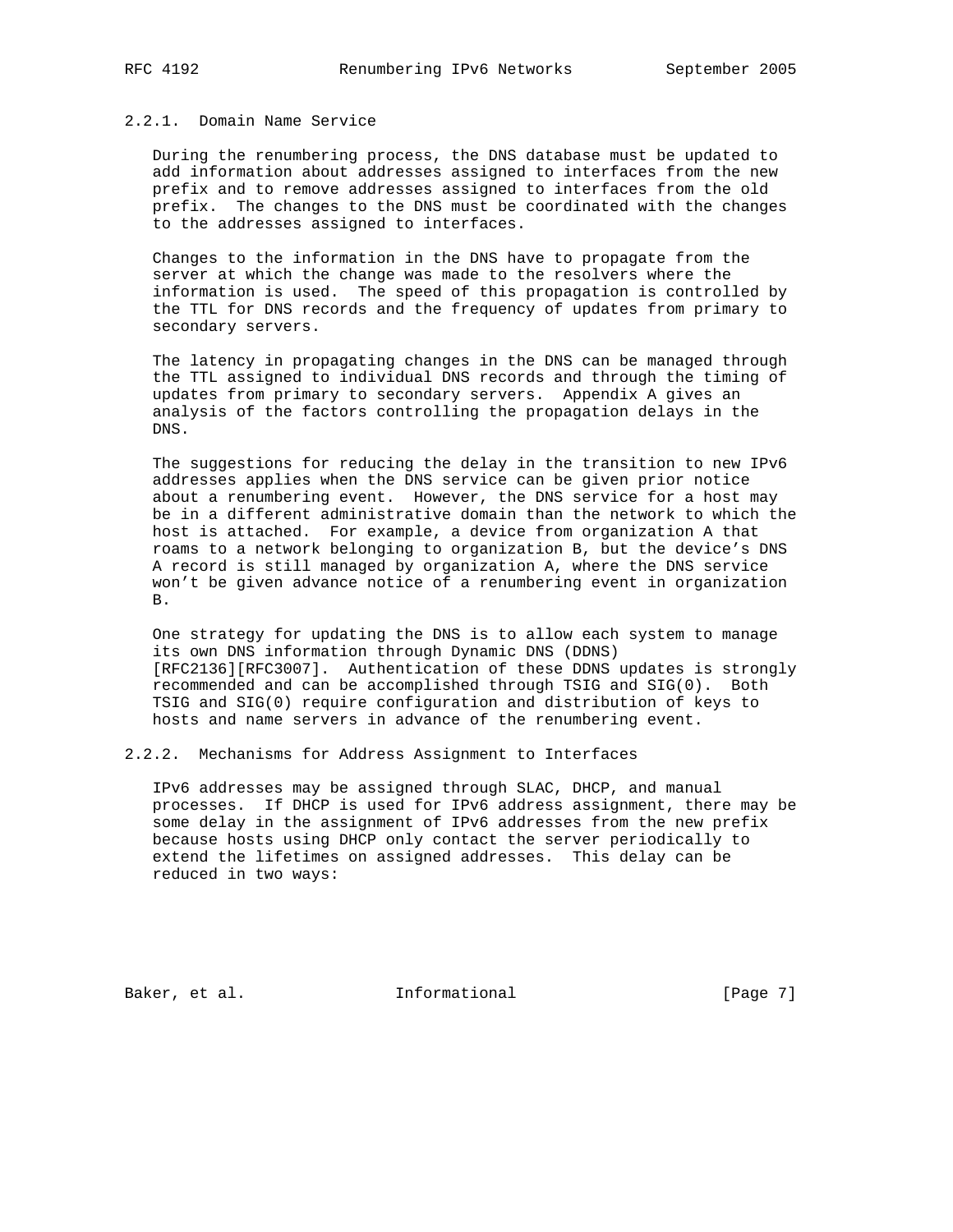### 2.2.1. Domain Name Service

During the renumbering process, the DNS database must be updated to add information about addresses assigned to interfaces from the new prefix and to remove addresses assigned to interfaces from the old prefix. The changes to the DNS must be coordinated with the changes to the addresses assigned to interfaces.

Changes to the information in the DNS have to propagate from the server at which the change was made to the resolvers where the information is used. The speed of this propagation is controlled by the TTL for DNS records and the frequency of updates from primary to secondary servers.

The latency in propagating changes in the DNS can be managed through the TTL assigned to individual DNS records and through the timing of updates from primary to secondary servers. Appendix A gives an analysis of the factors controlling the propagation delays in the DNS.

The suggestions for reducing the delay in the transition to new IPv6 addresses applies when the DNS service can be given prior notice about a renumbering event. However, the DNS service for a host may be in a different administrative domain than the network to which the host is attached. For example, a device from organization A that roams to a network belonging to organization B, but the device's DNS A record is still managed by organization A, where the DNS service won't be given advance notice of a renumbering event in organization B.

One strategy for updating the DNS is to allow each system to manage its own DNS information through Dynamic DNS (DDNS) [RFC2136][RFC3007]. Authentication of these DDNS updates is strongly recommended and can be accomplished through TSIG and SIG(0). Both TSIG and SIG(0) require configuration and distribution of keys to hosts and name servers in advance of the renumbering event.

### 2.2.2. Mechanisms for Address Assignment to Interfaces

IPv6 addresses may be assigned through SLAC, DHCP, and manual processes. If DHCP is used for IPv6 address assignment, there may be some delay in the assignment of IPv6 addresses from the new prefix because hosts using DHCP only contact the server periodically to extend the lifetimes on assigned addresses. This delay can be reduced in two ways: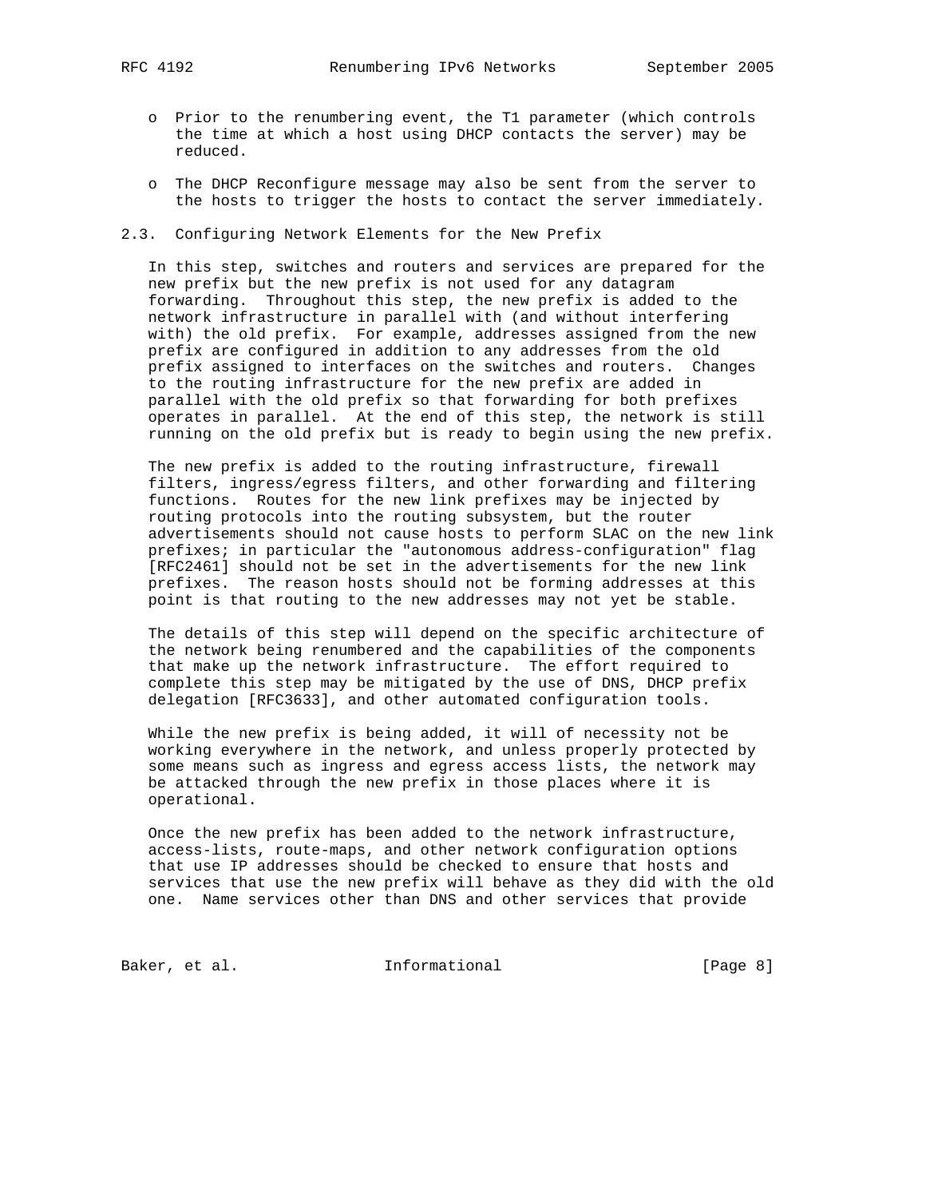- Prior to the renumbering event, the T1 parameter (which controls the time at which a host using DHCP contacts the server) may be reduced.

- The DHCP Reconfigure message may also be sent from the server to the hosts to trigger the hosts to contact the server immediately.

### 2.3. Configuring Network Elements for the New Prefix

In this step, switches and routers and services are prepared for the new prefix but the new prefix is not used for any datagram forwarding. Throughout this step, the new prefix is added to the network infrastructure in parallel with (and without interfering with) the old prefix. For example, addresses assigned from the new prefix are configured in addition to any addresses from the old prefix assigned to interfaces on the switches and routers. Changes to the routing infrastructure for the new prefix are added in parallel with the old prefix so that forwarding for both prefixes operates in parallel. At the end of this step, the network is still running on the old prefix but is ready to begin using the new prefix.

The new prefix is added to the routing infrastructure, firewall filters, ingress/egress filters, and other forwarding and filtering functions. Routes for the new link prefixes may be injected by routing protocols into the routing subsystem, but the router advertisements should not cause hosts to perform SLAC on the new link prefixes; in particular the "autonomous address-configuration" flag [RFC2461] should not be set in the advertisements for the new link prefixes. The reason hosts should not be forming addresses at this point is that routing to the new addresses may not yet be stable.

The details of this step will depend on the specific architecture of the network being renumbered and the capabilities of the components that make up the network infrastructure. The effort required to complete this step may be mitigated by the use of DNS, DHCP prefix delegation [RFC3633], and other automated configuration tools.

While the new prefix is being added, it will of necessity not be working everywhere in the network, and unless properly protected by some means such as ingress and egress access lists, the network may be attacked through the new prefix in those places where it is operational.

Once the new prefix has been added to the network infrastructure, access-lists, route-maps, and other network configuration options that use IP addresses should be checked to ensure that hosts and services that use the new prefix will behave as they did with the old one. Name services other than DNS and other services that provide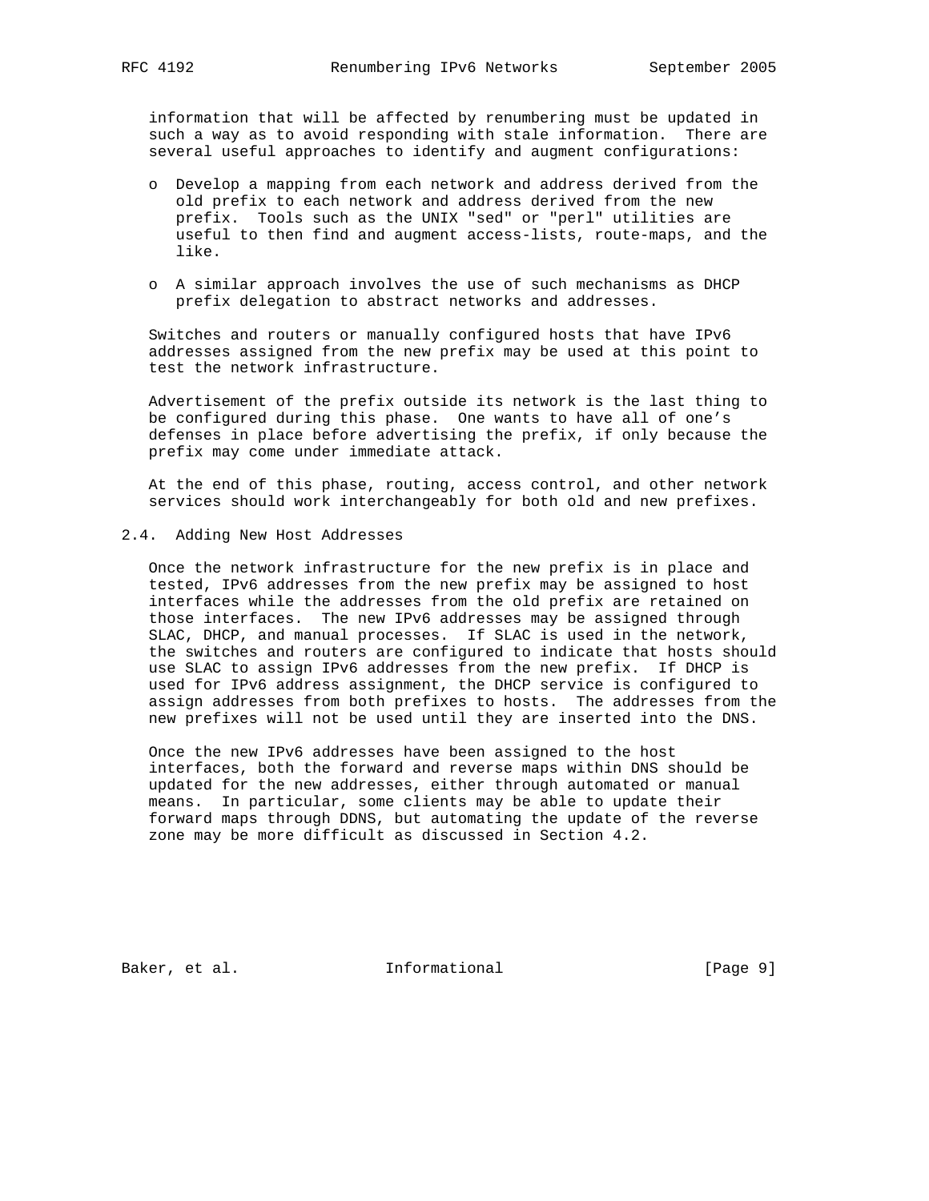information that will be affected by renumbering must be updated in such a way as to avoid responding with stale information. There are several useful approaches to identify and augment configurations:

- Develop a mapping from each network and address derived from the old prefix to each network and address derived from the new prefix. Tools such as the UNIX "sed" or "perl" utilities are useful to then find and augment access-lists, route-maps, and the like.

- A similar approach involves the use of such mechanisms as DHCP prefix delegation to abstract networks and addresses.

Switches and routers or manually configured hosts that have IPv6 addresses assigned from the new prefix may be used at this point to test the network infrastructure.

Advertisement of the prefix outside its network is the last thing to be configured during this phase. One wants to have all of one's defenses in place before advertising the prefix, if only because the prefix may come under immediate attack.

At the end of this phase, routing, access control, and other network services should work interchangeably for both old and new prefixes.

## 2.4. Adding New Host Addresses

Once the network infrastructure for the new prefix is in place and tested, IPv6 addresses from the new prefix may be assigned to host interfaces while the addresses from the old prefix are retained on those interfaces. The new IPv6 addresses may be assigned through SLAC, DHCP, and manual processes. If SLAC is used in the network, the switches and routers are configured to indicate that hosts should use SLAC to assign IPv6 addresses from the new prefix. If DHCP is used for IPv6 address assignment, the DHCP service is configured to assign addresses from both prefixes to hosts. The addresses from the new prefixes will not be used until they are inserted into the DNS.

Once the new IPv6 addresses have been assigned to the host interfaces, both the forward and reverse maps within DNS should be updated for the new addresses, either through automated or manual means. In particular, some clients may be able to update their forward maps through DDNS, but automating the update of the reverse zone may be more difficult as discussed in Section 4.2.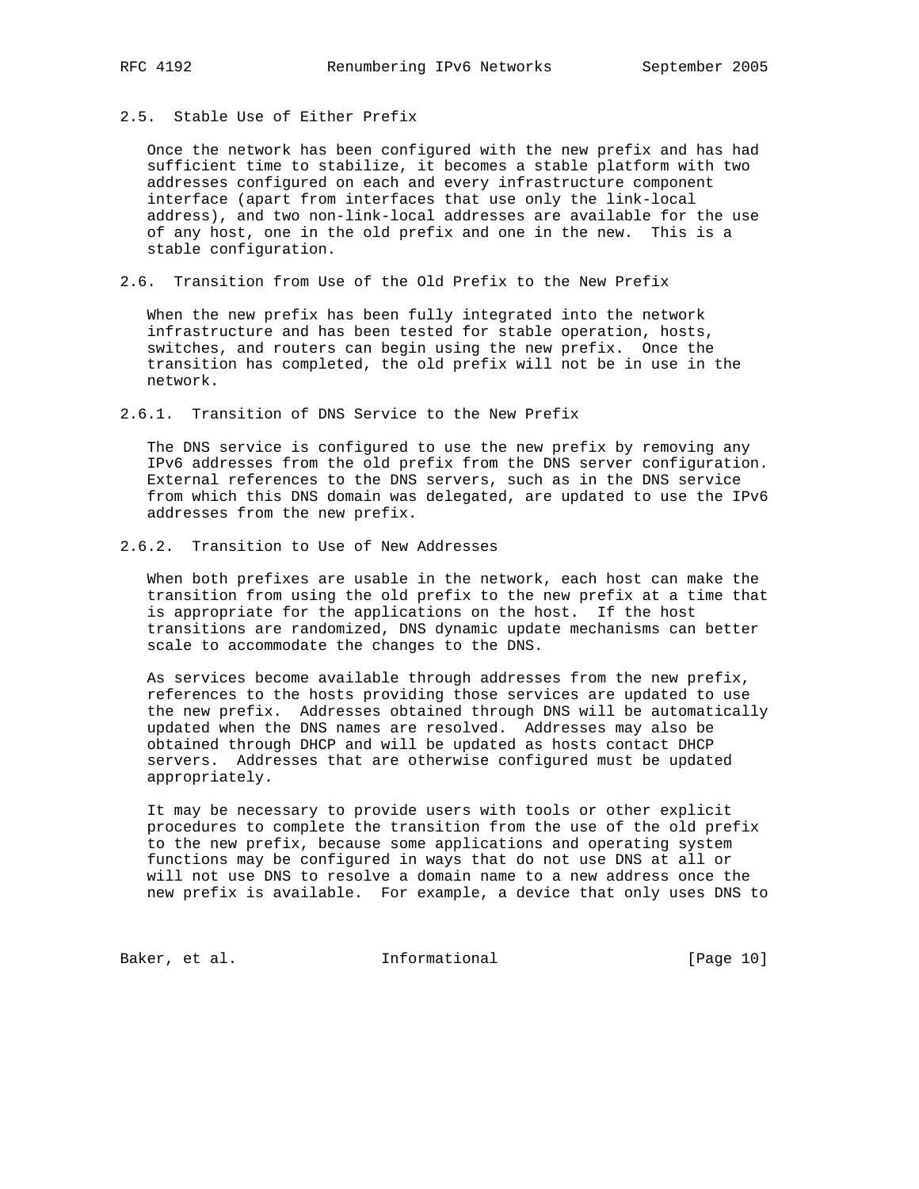### 2.5. Stable Use of Either Prefix

Once the network has been configured with the new prefix and has had sufficient time to stabilize, it becomes a stable platform with two addresses configured on each and every infrastructure component interface (apart from interfaces that use only the link-local address), and two non-link-local addresses are available for the use of any host, one in the old prefix and one in the new. This is a stable configuration.

### 2.6. Transition from Use of the Old Prefix to the New Prefix

When the new prefix has been fully integrated into the network infrastructure and has been tested for stable operation, hosts, switches, and routers can begin using the new prefix. Once the transition has completed, the old prefix will not be in use in the network.

#### 2.6.1. Transition of DNS Service to the New Prefix

The DNS service is configured to use the new prefix by removing any IPv6 addresses from the old prefix from the DNS server configuration. External references to the DNS servers, such as in the DNS service from which this DNS domain was delegated, are updated to use the IPv6 addresses from the new prefix.

#### 2.6.2. Transition to Use of New Addresses

When both prefixes are usable in the network, each host can make the transition from using the old prefix to the new prefix at a time that is appropriate for the applications on the host. If the host transitions are randomized, DNS dynamic update mechanisms can better scale to accommodate the changes to the DNS.

As services become available through addresses from the new prefix, references to the hosts providing those services are updated to use the new prefix. Addresses obtained through DNS will be automatically updated when the DNS names are resolved. Addresses may also be obtained through DHCP and will be updated as hosts contact DHCP servers. Addresses that are otherwise configured must be updated appropriately.

It may be necessary to provide users with tools or other explicit procedures to complete the transition from the use of the old prefix to the new prefix, because some applications and operating system functions may be configured in ways that do not use DNS at all or will not use DNS to resolve a domain name to a new address once the new prefix is available. For example, a device that only uses DNS to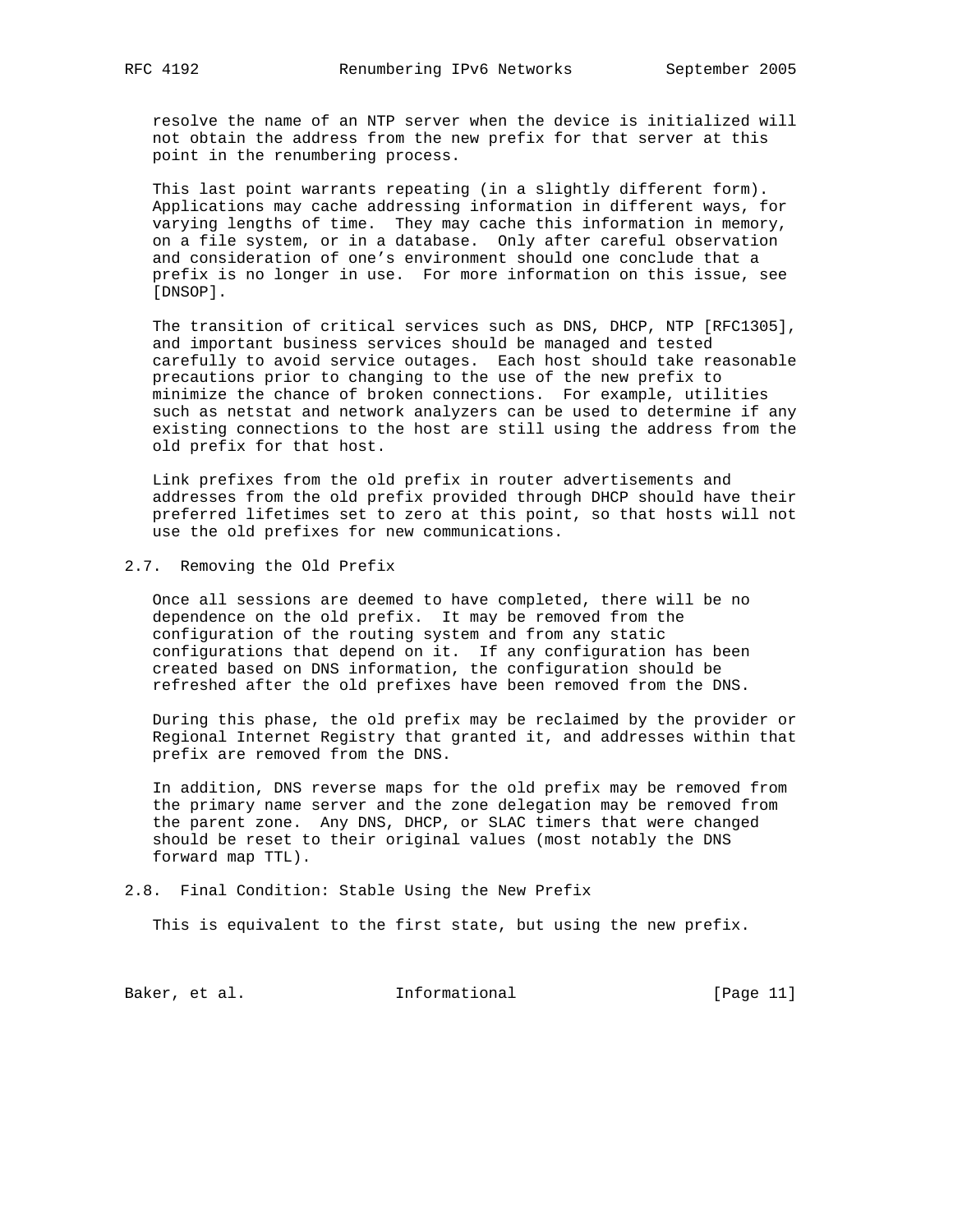resolve the name of an NTP server when the device is initialized will not obtain the address from the new prefix for that server at this point in the renumbering process.

This last point warrants repeating (in a slightly different form). Applications may cache addressing information in different ways, for varying lengths of time. They may cache this information in memory, on a file system, or in a database. Only after careful observation and consideration of one's environment should one conclude that a prefix is no longer in use. For more information on this issue, see [DNSOP].

The transition of critical services such as DNS, DHCP, NTP [RFC1305], and important business services should be managed and tested carefully to avoid service outages. Each host should take reasonable precautions prior to changing to the use of the new prefix to minimize the chance of broken connections. For example, utilities such as netstat and network analyzers can be used to determine if any existing connections to the host are still using the address from the old prefix for that host.

Link prefixes from the old prefix in router advertisements and addresses from the old prefix provided through DHCP should have their preferred lifetimes set to zero at this point, so that hosts will not use the old prefixes for new communications.

## 2.7. Removing the Old Prefix

Once all sessions are deemed to have completed, there will be no dependence on the old prefix. It may be removed from the configuration of the routing system and from any static configurations that depend on it. If any configuration has been created based on DNS information, the configuration should be refreshed after the old prefixes have been removed from the DNS.

During this phase, the old prefix may be reclaimed by the provider or Regional Internet Registry that granted it, and addresses within that prefix are removed from the DNS.

In addition, DNS reverse maps for the old prefix may be removed from the primary name server and the zone delegation may be removed from the parent zone. Any DNS, DHCP, or SLAC timers that were changed should be reset to their original values (most notably the DNS forward map TTL).

## 2.8. Final Condition: Stable Using the New Prefix

This is equivalent to the first state, but using the new prefix.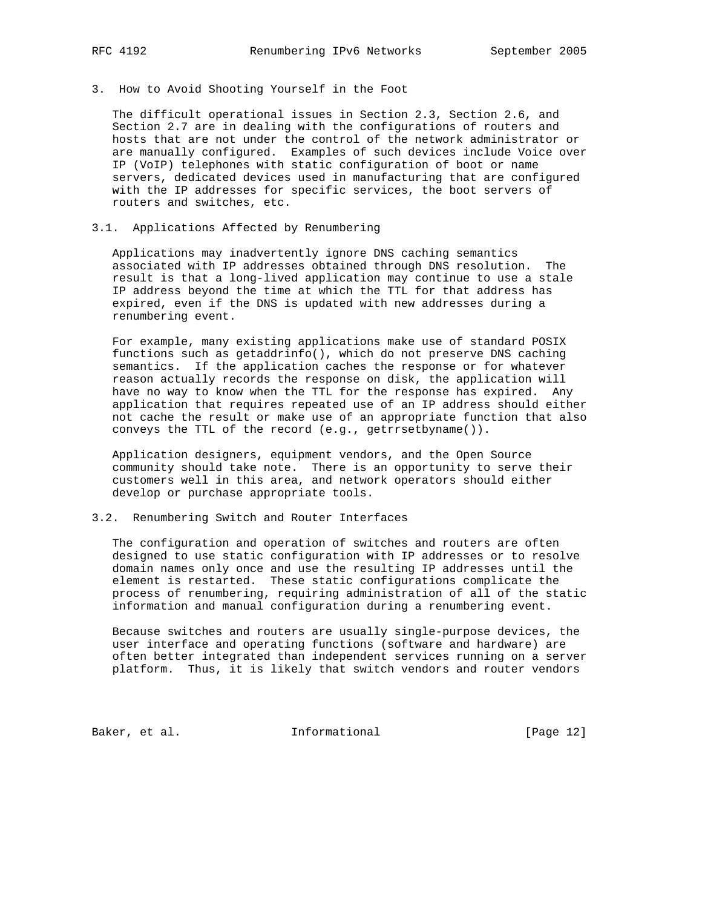## 3. How to Avoid Shooting Yourself in the Foot

The difficult operational issues in Section 2.3, Section 2.6, and Section 2.7 are in dealing with the configurations of routers and hosts that are not under the control of the network administrator or are manually configured. Examples of such devices include Voice over IP (VoIP) telephones with static configuration of boot or name servers, dedicated devices used in manufacturing that are configured with the IP addresses for specific services, the boot servers of routers and switches, etc.

### 3.1. Applications Affected by Renumbering

Applications may inadvertently ignore DNS caching semantics associated with IP addresses obtained through DNS resolution. The result is that a long-lived application may continue to use a stale IP address beyond the time at which the TTL for that address has expired, even if the DNS is updated with new addresses during a renumbering event.

For example, many existing applications make use of standard POSIX functions such as getaddrinfo(), which do not preserve DNS caching semantics. If the application caches the response or for whatever reason actually records the response on disk, the application will have no way to know when the TTL for the response has expired. Any application that requires repeated use of an IP address should either not cache the result or make use of an appropriate function that also conveys the TTL of the record (e.g., getrrsetbyname()).

Application designers, equipment vendors, and the Open Source community should take note. There is an opportunity to serve their customers well in this area, and network operators should either develop or purchase appropriate tools.

### 3.2. Renumbering Switch and Router Interfaces

The configuration and operation of switches and routers are often designed to use static configuration with IP addresses or to resolve domain names only once and use the resulting IP addresses until the element is restarted. These static configurations complicate the process of renumbering, requiring administration of all of the static information and manual configuration during a renumbering event.

Because switches and routers are usually single-purpose devices, the user interface and operating functions (software and hardware) are often better integrated than independent services running on a server platform. Thus, it is likely that switch vendors and router vendors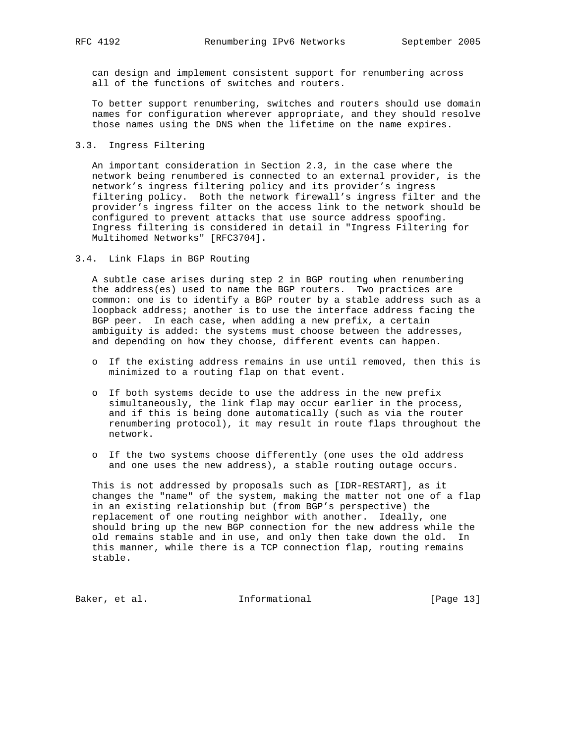can design and implement consistent support for renumbering across all of the functions of switches and routers.

To better support renumbering, switches and routers should use domain names for configuration wherever appropriate, and they should resolve those names using the DNS when the lifetime on the name expires.

## 3.3. Ingress Filtering

An important consideration in Section 2.3, in the case where the network being renumbered is connected to an external provider, is the network's ingress filtering policy and its provider's ingress filtering policy. Both the network firewall's ingress filter and the provider's ingress filter on the access link to the network should be configured to prevent attacks that use source address spoofing. Ingress filtering is considered in detail in "Ingress Filtering for Multihomed Networks" [RFC3704].

## 3.4. Link Flaps in BGP Routing

A subtle case arises during step 2 in BGP routing when renumbering the address(es) used to name the BGP routers. Two practices are common: one is to identify a BGP router by a stable address such as a loopback address; another is to use the interface address facing the BGP peer. In each case, when adding a new prefix, a certain ambiguity is added: the systems must choose between the addresses, and depending on how they choose, different events can happen.

- If the existing address remains in use until removed, then this is minimized to a routing flap on that event.
- If both systems decide to use the address in the new prefix simultaneously, the link flap may occur earlier in the process, and if this is being done automatically (such as via the router renumbering protocol), it may result in route flaps throughout the network.
- If the two systems choose differently (one uses the old address and one uses the new address), a stable routing outage occurs.

This is not addressed by proposals such as [IDR-RESTART], as it changes the "name" of the system, making the matter not one of a flap in an existing relationship but (from BGP's perspective) the replacement of one routing neighbor with another. Ideally, one should bring up the new BGP connection for the new address while the old remains stable and in use, and only then take down the old. In this manner, while there is a TCP connection flap, routing remains stable.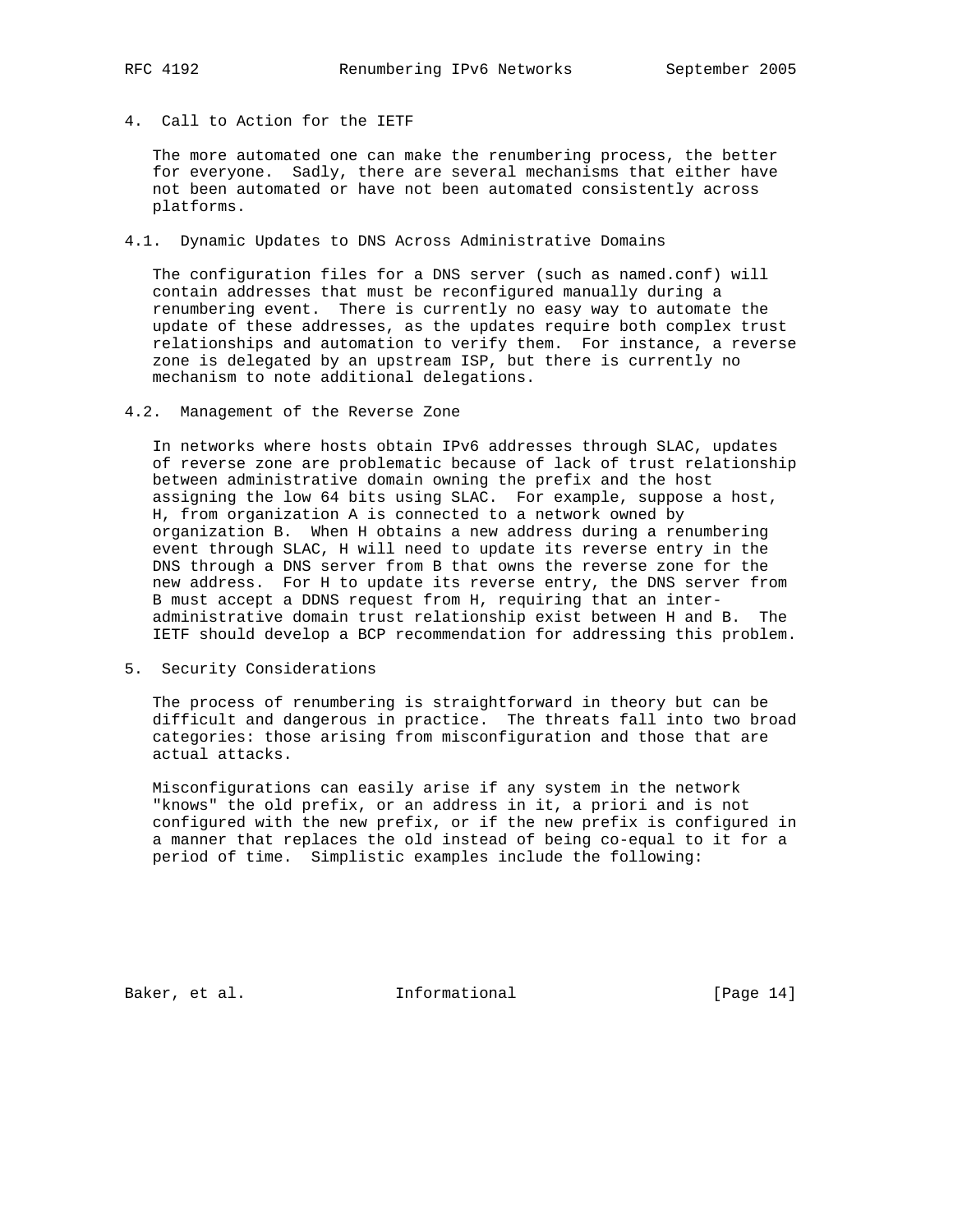## 4. Call to Action for the IETF

The more automated one can make the renumbering process, the better for everyone. Sadly, there are several mechanisms that either have not been automated or have not been automated consistently across platforms.

### 4.1. Dynamic Updates to DNS Across Administrative Domains

The configuration files for a DNS server (such as named.conf) will contain addresses that must be reconfigured manually during a renumbering event. There is currently no easy way to automate the update of these addresses, as the updates require both complex trust relationships and automation to verify them. For instance, a reverse zone is delegated by an upstream ISP, but there is currently no mechanism to note additional delegations.

### 4.2. Management of the Reverse Zone

In networks where hosts obtain IPv6 addresses through SLAC, updates of reverse zone are problematic because of lack of trust relationship between administrative domain owning the prefix and the host assigning the low 64 bits using SLAC. For example, suppose a host, H, from organization A is connected to a network owned by organization B. When H obtains a new address during a renumbering event through SLAC, H will need to update its reverse entry in the DNS through a DNS server from B that owns the reverse zone for the new address. For H to update its reverse entry, the DNS server from B must accept a DDNS request from H, requiring that an inter-administrative domain trust relationship exist between H and B. The IETF should develop a BCP recommendation for addressing this problem.

## 5. Security Considerations

The process of renumbering is straightforward in theory but can be difficult and dangerous in practice. The threats fall into two broad categories: those arising from misconfiguration and those that are actual attacks.

Misconfigurations can easily arise if any system in the network "knows" the old prefix, or an address in it, a priori and is not configured with the new prefix, or if the new prefix is configured in a manner that replaces the old instead of being co-equal to it for a period of time. Simplistic examples include the following: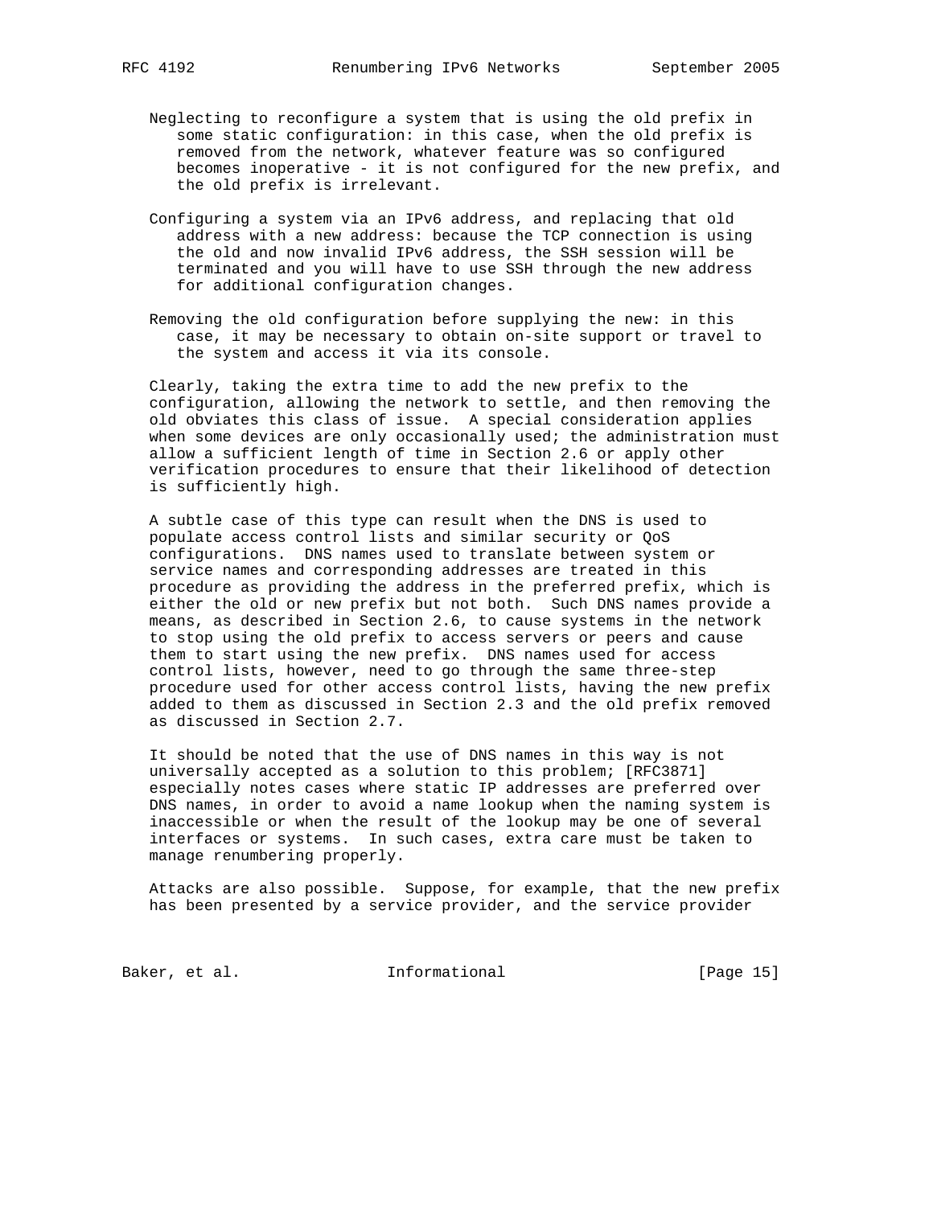Neglecting to reconfigure a system that is using the old prefix in some static configuration: in this case, when the old prefix is removed from the network, whatever feature was so configured becomes inoperative - it is not configured for the new prefix, and the old prefix is irrelevant.

Configuring a system via an IPv6 address, and replacing that old address with a new address: because the TCP connection is using the old and now invalid IPv6 address, the SSH session will be terminated and you will have to use SSH through the new address for additional configuration changes.

Removing the old configuration before supplying the new: in this case, it may be necessary to obtain on-site support or travel to the system and access it via its console.

Clearly, taking the extra time to add the new prefix to the configuration, allowing the network to settle, and then removing the old obviates this class of issue. A special consideration applies when some devices are only occasionally used; the administration must allow a sufficient length of time in Section 2.6 or apply other verification procedures to ensure that their likelihood of detection is sufficiently high.

A subtle case of this type can result when the DNS is used to populate access control lists and similar security or QoS configurations. DNS names used to translate between system or service names and corresponding addresses are treated in this procedure as providing the address in the preferred prefix, which is either the old or new prefix but not both. Such DNS names provide a means, as described in Section 2.6, to cause systems in the network to stop using the old prefix to access servers or peers and cause them to start using the new prefix. DNS names used for access control lists, however, need to go through the same three-step procedure used for other access control lists, having the new prefix added to them as discussed in Section 2.3 and the old prefix removed as discussed in Section 2.7.

It should be noted that the use of DNS names in this way is not universally accepted as a solution to this problem; [RFC3871] especially notes cases where static IP addresses are preferred over DNS names, in order to avoid a name lookup when the naming system is inaccessible or when the result of the lookup may be one of several interfaces or systems. In such cases, extra care must be taken to manage renumbering properly.

Attacks are also possible. Suppose, for example, that the new prefix has been presented by a service provider, and the service provider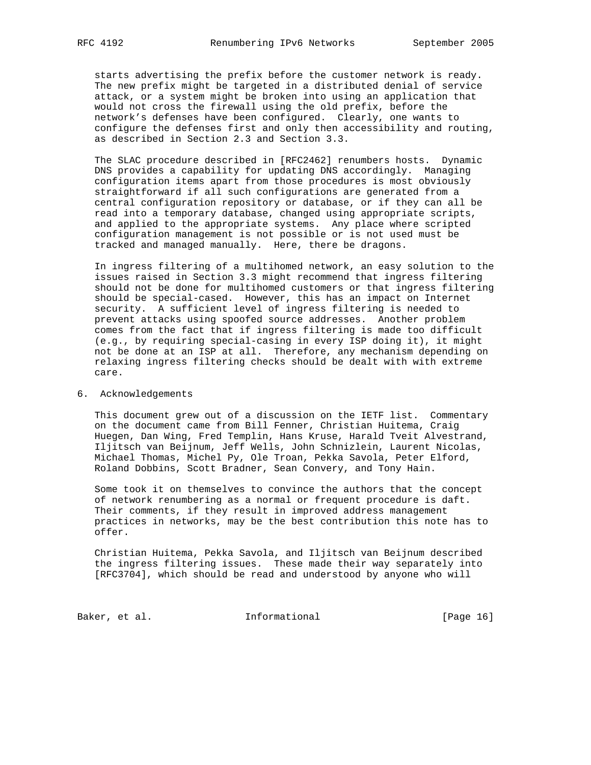starts advertising the prefix before the customer network is ready. The new prefix might be targeted in a distributed denial of service attack, or a system might be broken into using an application that would not cross the firewall using the old prefix, before the network's defenses have been configured. Clearly, one wants to configure the defenses first and only then accessibility and routing, as described in Section 2.3 and Section 3.3.

The SLAC procedure described in [RFC2462] renumbers hosts. Dynamic DNS provides a capability for updating DNS accordingly. Managing configuration items apart from those procedures is most obviously straightforward if all such configurations are generated from a central configuration repository or database, or if they can all be read into a temporary database, changed using appropriate scripts, and applied to the appropriate systems. Any place where scripted configuration management is not possible or is not used must be tracked and managed manually. Here, there be dragons.

In ingress filtering of a multihomed network, an easy solution to the issues raised in Section 3.3 might recommend that ingress filtering should not be done for multihomed customers or that ingress filtering should be special-cased. However, this has an impact on Internet security. A sufficient level of ingress filtering is needed to prevent attacks using spoofed source addresses. Another problem comes from the fact that if ingress filtering is made too difficult (e.g., by requiring special-casing in every ISP doing it), it might not be done at an ISP at all. Therefore, any mechanism depending on relaxing ingress filtering checks should be dealt with with extreme care.

## 6. Acknowledgements

This document grew out of a discussion on the IETF list. Commentary on the document came from Bill Fenner, Christian Huitema, Craig Huegen, Dan Wing, Fred Templin, Hans Kruse, Harald Tveit Alvestrand, Iljitsch van Beijnum, Jeff Wells, John Schnizlein, Laurent Nicolas, Michael Thomas, Michel Py, Ole Troan, Pekka Savola, Peter Elford, Roland Dobbins, Scott Bradner, Sean Convery, and Tony Hain.

Some took it on themselves to convince the authors that the concept of network renumbering as a normal or frequent procedure is daft. Their comments, if they result in improved address management practices in networks, may be the best contribution this note has to offer.

Christian Huitema, Pekka Savola, and Iljitsch van Beijnum described the ingress filtering issues. These made their way separately into [RFC3704], which should be read and understood by anyone who will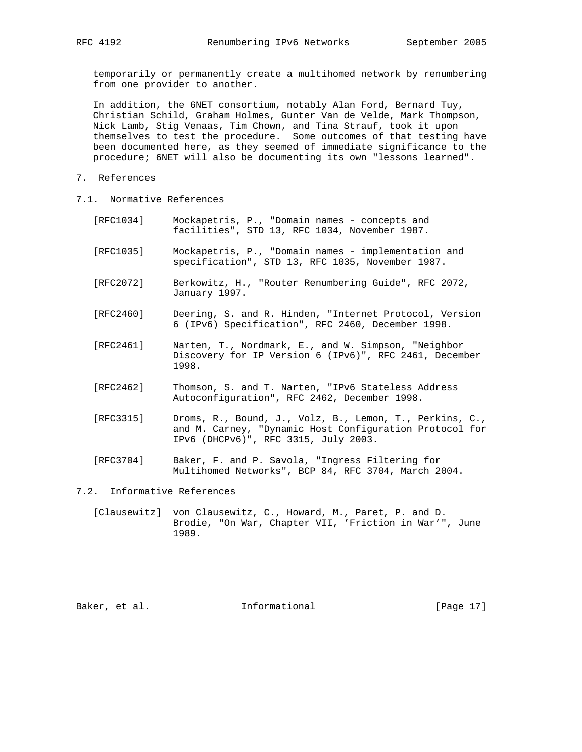temporarily or permanently create a multihomed network by renumbering from one provider to another.

In addition, the 6NET consortium, notably Alan Ford, Bernard Tuy, Christian Schild, Graham Holmes, Gunter Van de Velde, Mark Thompson, Nick Lamb, Stig Venaas, Tim Chown, and Tina Strauf, took it upon themselves to test the procedure. Some outcomes of that testing have been documented here, as they seemed of immediate significance to the procedure; 6NET will also be documenting its own "lessons learned".

## 7. References

### 7.1. Normative References

[RFC1034] Mockapetris, P., "Domain names - concepts and facilities", STD 13, RFC 1034, November 1987.

[RFC1035] Mockapetris, P., "Domain names - implementation and specification", STD 13, RFC 1035, November 1987.

[RFC2072] Berkowitz, H., "Router Renumbering Guide", RFC 2072, January 1997.

[RFC2460] Deering, S. and R. Hinden, "Internet Protocol, Version 6 (IPv6) Specification", RFC 2460, December 1998.

[RFC2461] Narten, T., Nordmark, E., and W. Simpson, "Neighbor Discovery for IP Version 6 (IPv6)", RFC 2461, December 1998.

[RFC2462] Thomson, S. and T. Narten, "IPv6 Stateless Address Autoconfiguration", RFC 2462, December 1998.

[RFC3315] Droms, R., Bound, J., Volz, B., Lemon, T., Perkins, C., and M. Carney, "Dynamic Host Configuration Protocol for IPv6 (DHCPv6)", RFC 3315, July 2003.

[RFC3704] Baker, F. and P. Savola, "Ingress Filtering for Multihomed Networks", BCP 84, RFC 3704, March 2004.

### 7.2. Informative References

[Clausewitz] von Clausewitz, C., Howard, M., Paret, P. and D. Brodie, "On War, Chapter VII, 'Friction in War'", June 1989.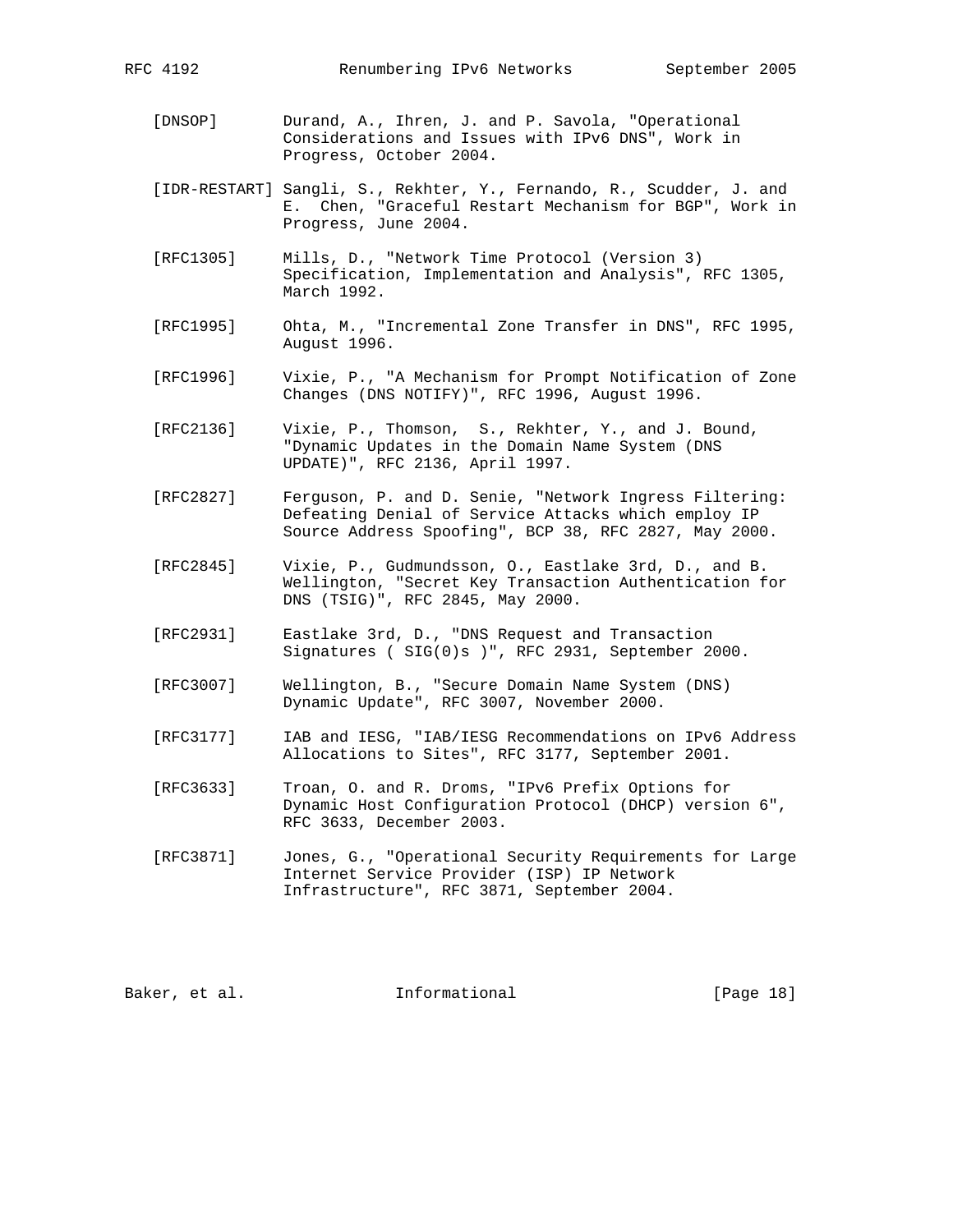[DNSOP] Durand, A., Ihren, J. and P. Savola, "Operational Considerations and Issues with IPv6 DNS", Work in Progress, October 2004.

[IDR-RESTART] Sangli, S., Rekhter, Y., Fernando, R., Scudder, J. and E. Chen, "Graceful Restart Mechanism for BGP", Work in Progress, June 2004.

[RFC1305] Mills, D., "Network Time Protocol (Version 3) Specification, Implementation and Analysis", RFC 1305, March 1992.

[RFC1995] Ohta, M., "Incremental Zone Transfer in DNS", RFC 1995, August 1996.

[RFC1996] Vixie, P., "A Mechanism for Prompt Notification of Zone Changes (DNS NOTIFY)", RFC 1996, August 1996.

[RFC2136] Vixie, P., Thomson, S., Rekhter, Y., and J. Bound, "Dynamic Updates in the Domain Name System (DNS UPDATE)", RFC 2136, April 1997.

[RFC2827] Ferguson, P. and D. Senie, "Network Ingress Filtering: Defeating Denial of Service Attacks which employ IP Source Address Spoofing", BCP 38, RFC 2827, May 2000.

[RFC2845] Vixie, P., Gudmundsson, O., Eastlake 3rd, D., and B. Wellington, "Secret Key Transaction Authentication for DNS (TSIG)", RFC 2845, May 2000.

[RFC2931] Eastlake 3rd, D., "DNS Request and Transaction Signatures ( SIG(0)s )", RFC 2931, September 2000.

[RFC3007] Wellington, B., "Secure Domain Name System (DNS) Dynamic Update", RFC 3007, November 2000.

[RFC3177] IAB and IESG, "IAB/IESG Recommendations on IPv6 Address Allocations to Sites", RFC 3177, September 2001.

[RFC3633] Troan, O. and R. Droms, "IPv6 Prefix Options for Dynamic Host Configuration Protocol (DHCP) version 6", RFC 3633, December 2003.

[RFC3871] Jones, G., "Operational Security Requirements for Large Internet Service Provider (ISP) IP Network Infrastructure", RFC 3871, September 2004.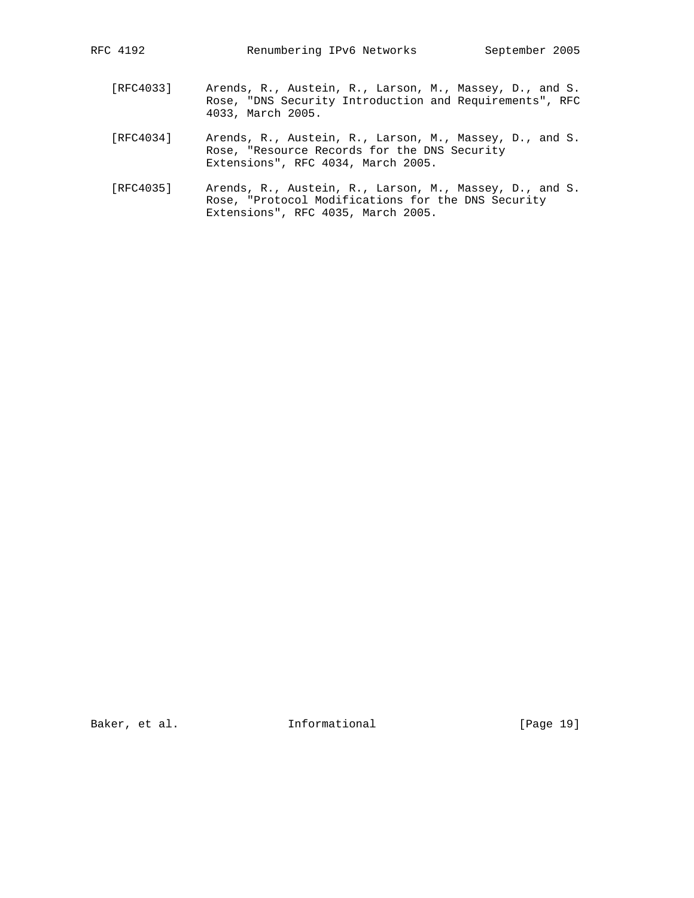[RFC4033] Arends, R., Austein, R., Larson, M., Massey, D., and S. Rose, "DNS Security Introduction and Requirements", RFC 4033, March 2005.

[RFC4034] Arends, R., Austein, R., Larson, M., Massey, D., and S. Rose, "Resource Records for the DNS Security Extensions", RFC 4034, March 2005.

[RFC4035] Arends, R., Austein, R., Larson, M., Massey, D., and S. Rose, "Protocol Modifications for the DNS Security Extensions", RFC 4035, March 2005.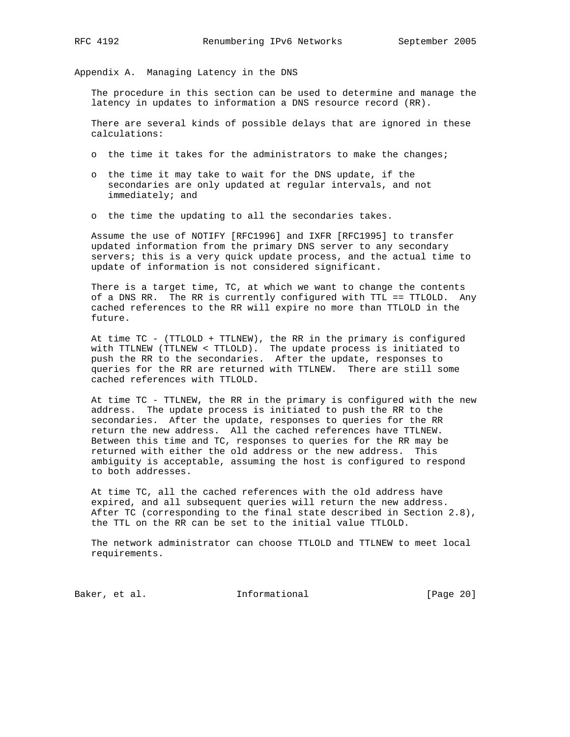## Appendix A. Managing Latency in the DNS

The procedure in this section can be used to determine and manage the latency in updates to information a DNS resource record (RR).

There are several kinds of possible delays that are ignored in these calculations:

- the time it takes for the administrators to make the changes;
- the time it may take to wait for the DNS update, if the secondaries are only updated at regular intervals, and not immediately; and
- the time the updating to all the secondaries takes.

Assume the use of NOTIFY [RFC1996] and IXFR [RFC1995] to transfer updated information from the primary DNS server to any secondary servers; this is a very quick update process, and the actual time to update of information is not considered significant.

There is a target time, TC, at which we want to change the contents of a DNS RR. The RR is currently configured with TTL == TTLOLD. Any cached references to the RR will expire no more than TTLOLD in the future.

At time TC - (TTLOLD + TTLNEW), the RR in the primary is configured with TTLNEW (TTLNEW < TTLOLD). The update process is initiated to push the RR to the secondaries. After the update, responses to queries for the RR are returned with TTLNEW. There are still some cached references with TTLOLD.

At time TC - TTLNEW, the RR in the primary is configured with the new address. The update process is initiated to push the RR to the secondaries. After the update, responses to queries for the RR return the new address. All the cached references have TTLNEW. Between this time and TC, responses to queries for the RR may be returned with either the old address or the new address. This ambiguity is acceptable, assuming the host is configured to respond to both addresses.

At time TC, all the cached references with the old address have expired, and all subsequent queries will return the new address. After TC (corresponding to the final state described in Section 2.8), the TTL on the RR can be set to the initial value TTLOLD.

The network administrator can choose TTLOLD and TTLNEW to meet local requirements.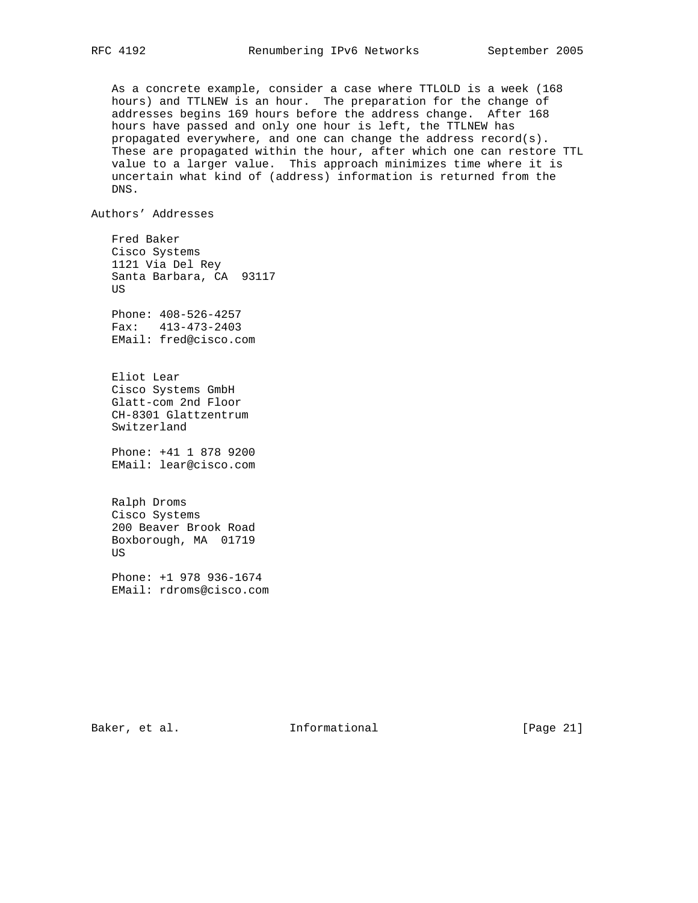As a concrete example, consider a case where TTLOLD is a week (168 hours) and TTLNEW is an hour. The preparation for the change of addresses begins 169 hours before the address change. After 168 hours have passed and only one hour is left, the TTLNEW has propagated everywhere, and one can change the address record(s). These are propagated within the hour, after which one can restore TTL value to a larger value. This approach minimizes time where it is uncertain what kind of (address) information is returned from the DNS.

## Authors' Addresses

Fred Baker
Cisco Systems
1121 Via Del Rey
Santa Barbara, CA 93117
US

Phone: 408-526-4257
Fax: 413-473-2403
EMail: fred@cisco.com

Eliot Lear
Cisco Systems GmbH
Glatt-com 2nd Floor
CH-8301 Glattzentrum
Switzerland

Phone: +41 1 878 9200
EMail: lear@cisco.com

Ralph Droms
Cisco Systems
200 Beaver Brook Road
Boxborough, MA 01719
US

Phone: +1 978 936-1674
EMail: rdroms@cisco.com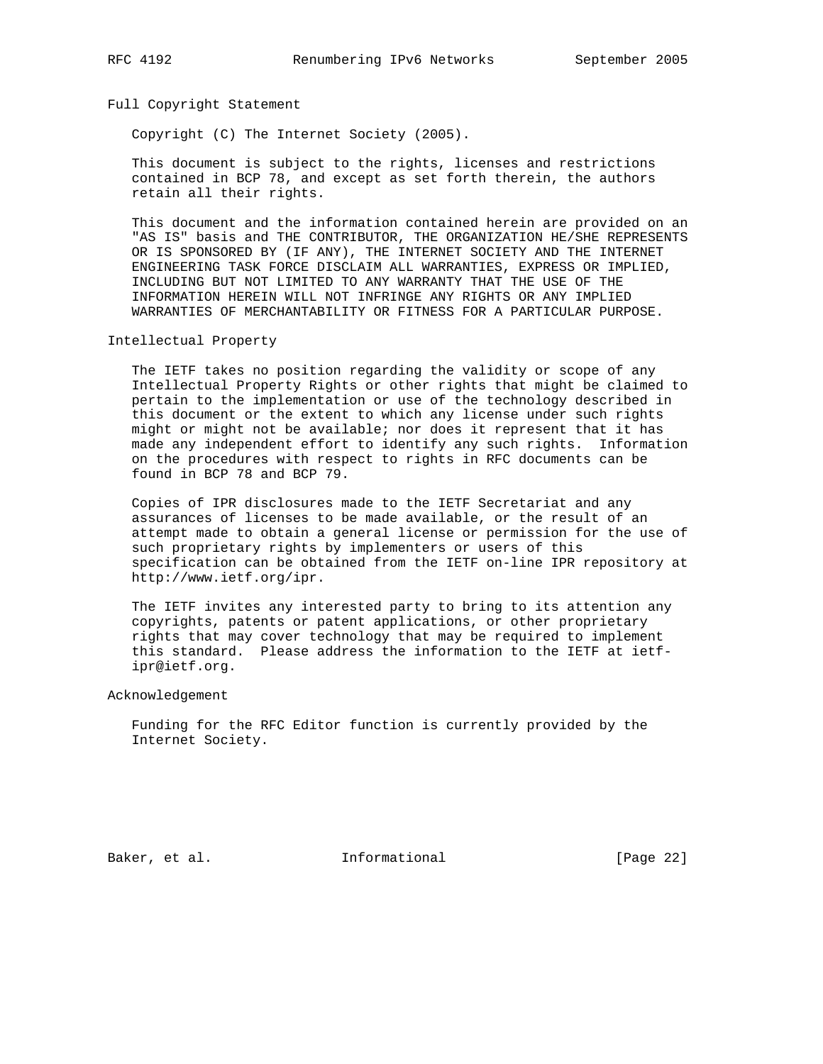## Full Copyright Statement

Copyright (C) The Internet Society (2005).

This document is subject to the rights, licenses and restrictions contained in BCP 78, and except as set forth therein, the authors retain all their rights.

This document and the information contained herein are provided on an "AS IS" basis and THE CONTRIBUTOR, THE ORGANIZATION HE/SHE REPRESENTS OR IS SPONSORED BY (IF ANY), THE INTERNET SOCIETY AND THE INTERNET ENGINEERING TASK FORCE DISCLAIM ALL WARRANTIES, EXPRESS OR IMPLIED, INCLUDING BUT NOT LIMITED TO ANY WARRANTY THAT THE USE OF THE INFORMATION HEREIN WILL NOT INFRINGE ANY RIGHTS OR ANY IMPLIED WARRANTIES OF MERCHANTABILITY OR FITNESS FOR A PARTICULAR PURPOSE.

## Intellectual Property

The IETF takes no position regarding the validity or scope of any Intellectual Property Rights or other rights that might be claimed to pertain to the implementation or use of the technology described in this document or the extent to which any license under such rights might or might not be available; nor does it represent that it has made any independent effort to identify any such rights. Information on the procedures with respect to rights in RFC documents can be found in BCP 78 and BCP 79.

Copies of IPR disclosures made to the IETF Secretariat and any assurances of licenses to be made available, or the result of an attempt made to obtain a general license or permission for the use of such proprietary rights by implementers or users of this specification can be obtained from the IETF on-line IPR repository at http://www.ietf.org/ipr.

The IETF invites any interested party to bring to its attention any copyrights, patents or patent applications, or other proprietary rights that may cover technology that may be required to implement this standard. Please address the information to the IETF at ietf-ipr@ietf.org.

## Acknowledgement

Funding for the RFC Editor function is currently provided by the Internet Society.